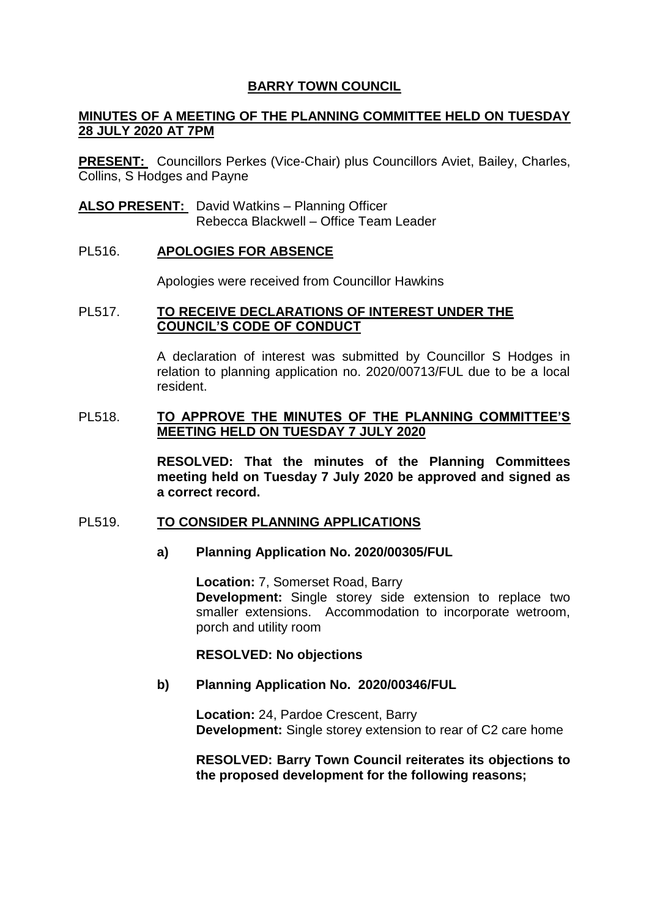# BARRY TOWN COUNCIL

## MINUTES OF A MEETING OF THE PLANNING COMMITTEE HELD ON TUESDAY 28 JULY 2020 AT 7PM

**PRESENT:** Councillors Perkes (Vice-Chair) plus Councillors Aviet, Bailey, Charles, Collins, S Hodges and Payne

**ALSO PRESENT:** David Watkins – Planning Officer
Rebecca Blackwell – Office Team Leader

### PL516. APOLOGIES FOR ABSENCE

Apologies were received from Councillor Hawkins

### PL517. TO RECEIVE DECLARATIONS OF INTEREST UNDER THE COUNCIL'S CODE OF CONDUCT

A declaration of interest was submitted by Councillor S Hodges in relation to planning application no. 2020/00713/FUL due to be a local resident.

### PL518. TO APPROVE THE MINUTES OF THE PLANNING COMMITTEE'S MEETING HELD ON TUESDAY 7 JULY 2020

**RESOLVED: That the minutes of the Planning Committees meeting held on Tuesday 7 July 2020 be approved and signed as a correct record.**

### PL519. TO CONSIDER PLANNING APPLICATIONS

**a) Planning Application No. 2020/00305/FUL**

**Location:** 7, Somerset Road, Barry
**Development:** Single storey side extension to replace two smaller extensions. Accommodation to incorporate wetroom, porch and utility room

**RESOLVED: No objections**

**b) Planning Application No. 2020/00346/FUL**

**Location:** 24, Pardoe Crescent, Barry
**Development:** Single storey extension to rear of C2 care home

**RESOLVED: Barry Town Council reiterates its objections to the proposed development for the following reasons;**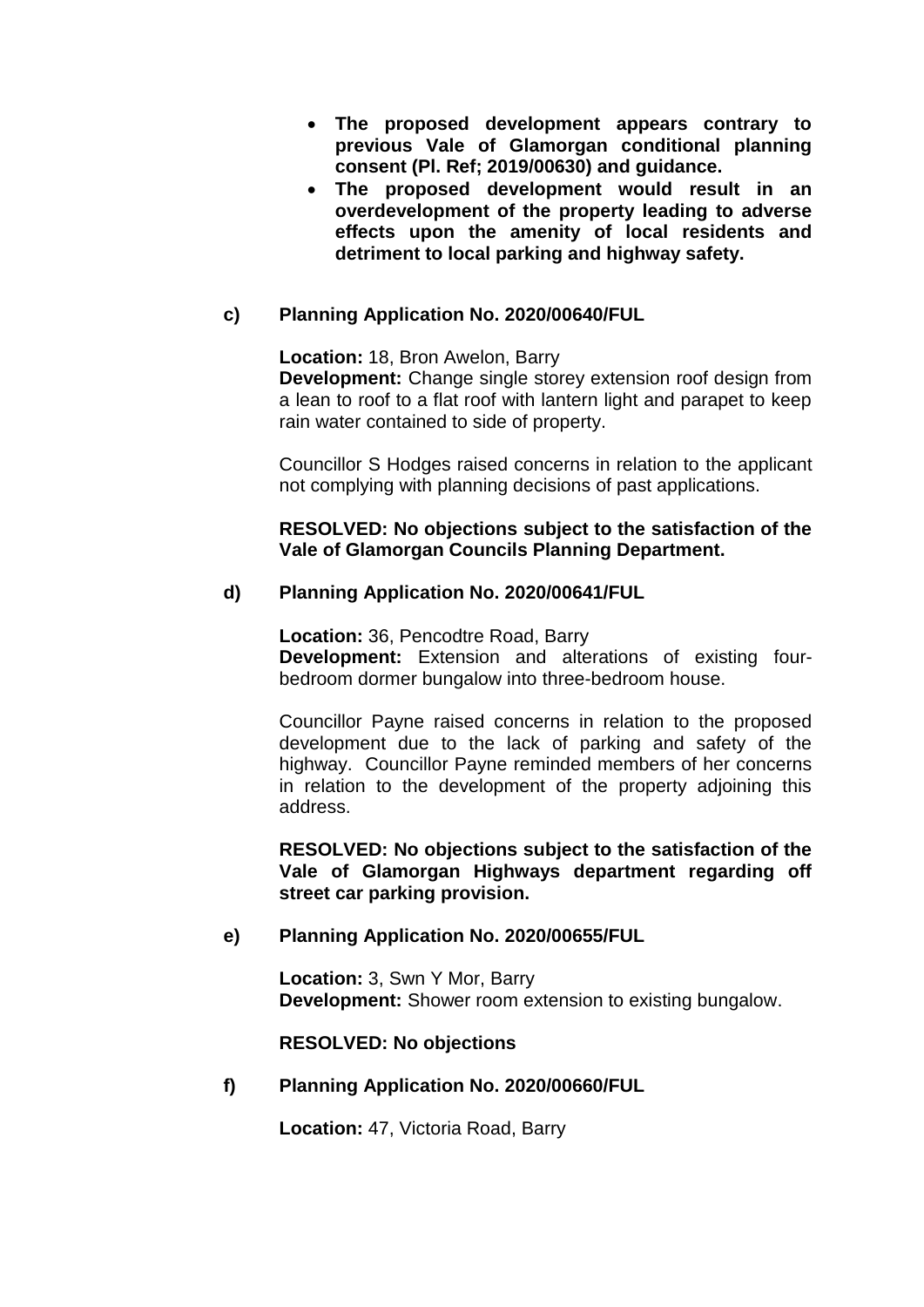- **The proposed development appears contrary to previous Vale of Glamorgan conditional planning consent (Pl. Ref; 2019/00630) and guidance.**
- **The proposed development would result in an overdevelopment of the property leading to adverse effects upon the amenity of local residents and detriment to local parking and highway safety.**

**c) Planning Application No. 2020/00640/FUL**

**Location:** 18, Bron Awelon, Barry
**Development:** Change single storey extension roof design from a lean to roof to a flat roof with lantern light and parapet to keep rain water contained to side of property.

Councillor S Hodges raised concerns in relation to the applicant not complying with planning decisions of past applications.

**RESOLVED: No objections subject to the satisfaction of the Vale of Glamorgan Councils Planning Department.**

**d) Planning Application No. 2020/00641/FUL**

**Location:** 36, Pencodtre Road, Barry
**Development:** Extension and alterations of existing four-bedroom dormer bungalow into three-bedroom house.

Councillor Payne raised concerns in relation to the proposed development due to the lack of parking and safety of the highway. Councillor Payne reminded members of her concerns in relation to the development of the property adjoining this address.

**RESOLVED: No objections subject to the satisfaction of the Vale of Glamorgan Highways department regarding off street car parking provision.**

**e) Planning Application No. 2020/00655/FUL**

**Location:** 3, Swn Y Mor, Barry
**Development:** Shower room extension to existing bungalow.

**RESOLVED: No objections**

**f) Planning Application No. 2020/00660/FUL**

**Location:** 47, Victoria Road, Barry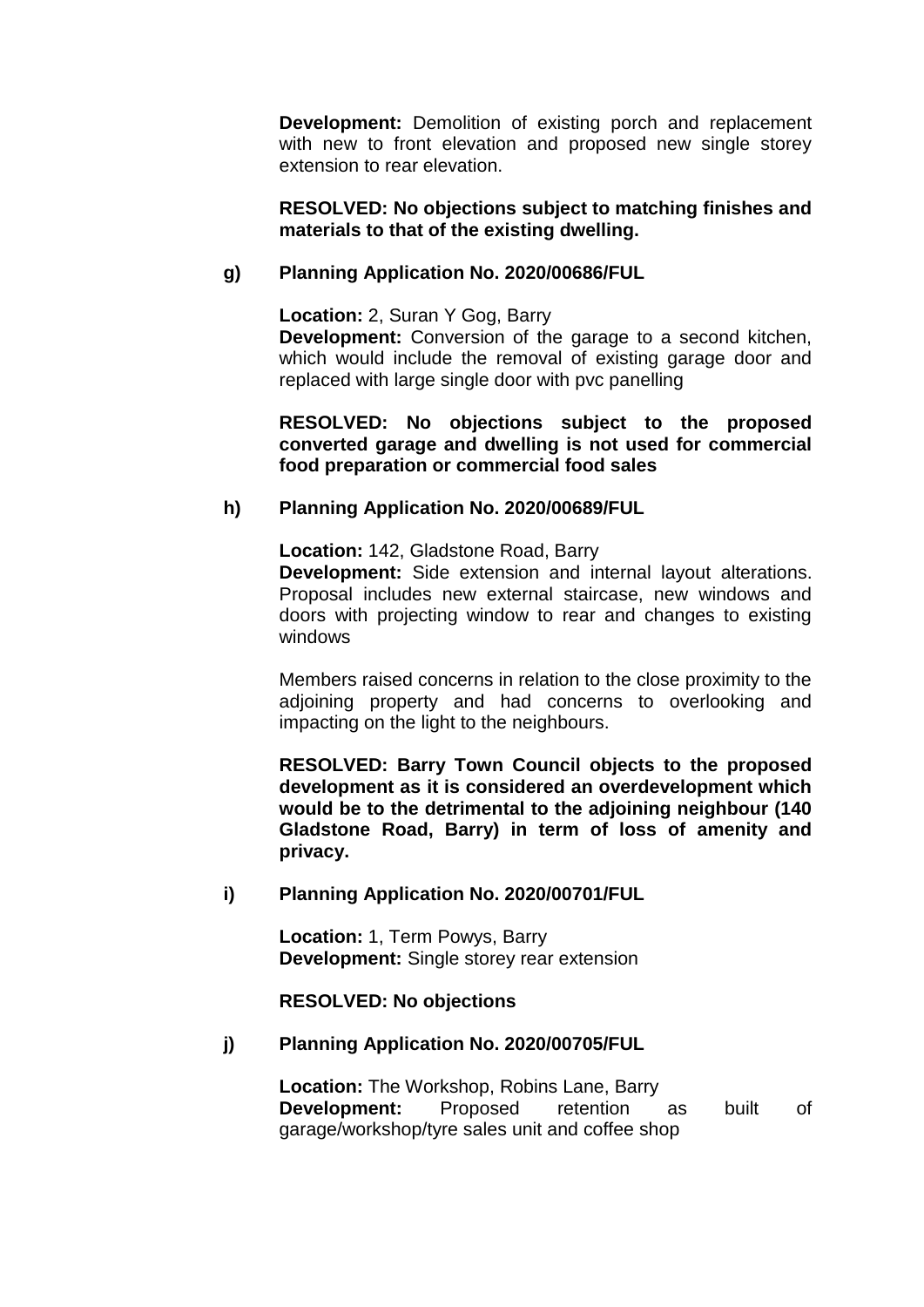**Development:** Demolition of existing porch and replacement with new to front elevation and proposed new single storey extension to rear elevation.

**RESOLVED: No objections subject to matching finishes and materials to that of the existing dwelling.**

**g) Planning Application No. 2020/00686/FUL**

**Location:** 2, Suran Y Gog, Barry
**Development:** Conversion of the garage to a second kitchen, which would include the removal of existing garage door and replaced with large single door with pvc panelling

**RESOLVED: No objections subject to the proposed converted garage and dwelling is not used for commercial food preparation or commercial food sales**

**h) Planning Application No. 2020/00689/FUL**

**Location:** 142, Gladstone Road, Barry
**Development:** Side extension and internal layout alterations. Proposal includes new external staircase, new windows and doors with projecting window to rear and changes to existing windows

Members raised concerns in relation to the close proximity to the adjoining property and had concerns to overlooking and impacting on the light to the neighbours.

**RESOLVED: Barry Town Council objects to the proposed development as it is considered an overdevelopment which would be to the detrimental to the adjoining neighbour (140 Gladstone Road, Barry) in term of loss of amenity and privacy.**

**i) Planning Application No. 2020/00701/FUL**

**Location:** 1, Term Powys, Barry
**Development:** Single storey rear extension

**RESOLVED: No objections**

**j) Planning Application No. 2020/00705/FUL**

**Location:** The Workshop, Robins Lane, Barry
**Development:** Proposed retention as built of garage/workshop/tyre sales unit and coffee shop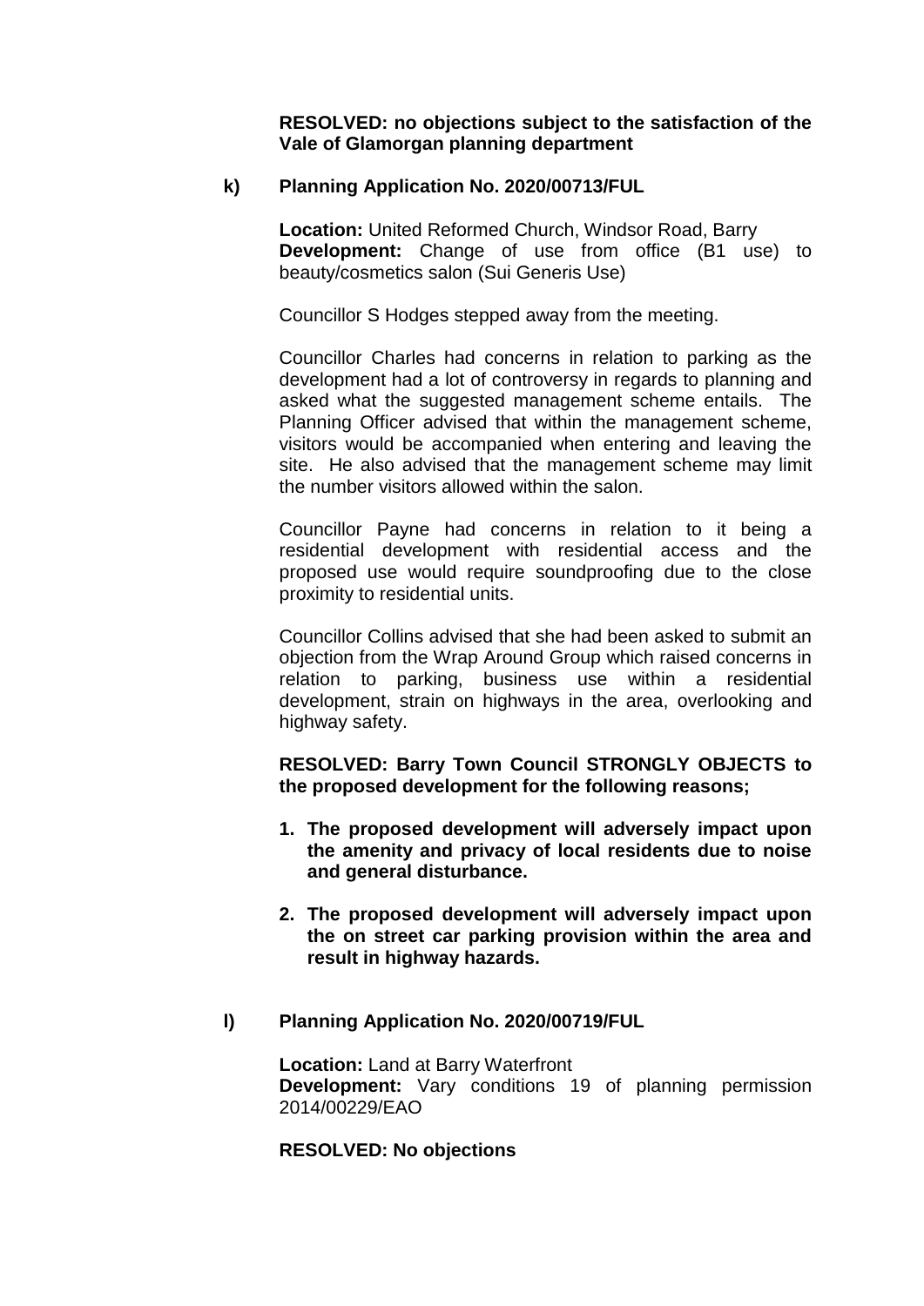**RESOLVED: no objections subject to the satisfaction of the Vale of Glamorgan planning department**

**k) Planning Application No. 2020/00713/FUL**

**Location:** United Reformed Church, Windsor Road, Barry
**Development:** Change of use from office (B1 use) to beauty/cosmetics salon (Sui Generis Use)

Councillor S Hodges stepped away from the meeting.

Councillor Charles had concerns in relation to parking as the development had a lot of controversy in regards to planning and asked what the suggested management scheme entails. The Planning Officer advised that within the management scheme, visitors would be accompanied when entering and leaving the site. He also advised that the management scheme may limit the number visitors allowed within the salon.

Councillor Payne had concerns in relation to it being a residential development with residential access and the proposed use would require soundproofing due to the close proximity to residential units.

Councillor Collins advised that she had been asked to submit an objection from the Wrap Around Group which raised concerns in relation to parking, business use within a residential development, strain on highways in the area, overlooking and highway safety.

**RESOLVED: Barry Town Council STRONGLY OBJECTS to the proposed development for the following reasons;**

1. **The proposed development will adversely impact upon the amenity and privacy of local residents due to noise and general disturbance.**

2. **The proposed development will adversely impact upon the on street car parking provision within the area and result in highway hazards.**

**l) Planning Application No. 2020/00719/FUL**

**Location:** Land at Barry Waterfront
**Development:** Vary conditions 19 of planning permission 2014/00229/EAO

**RESOLVED: No objections**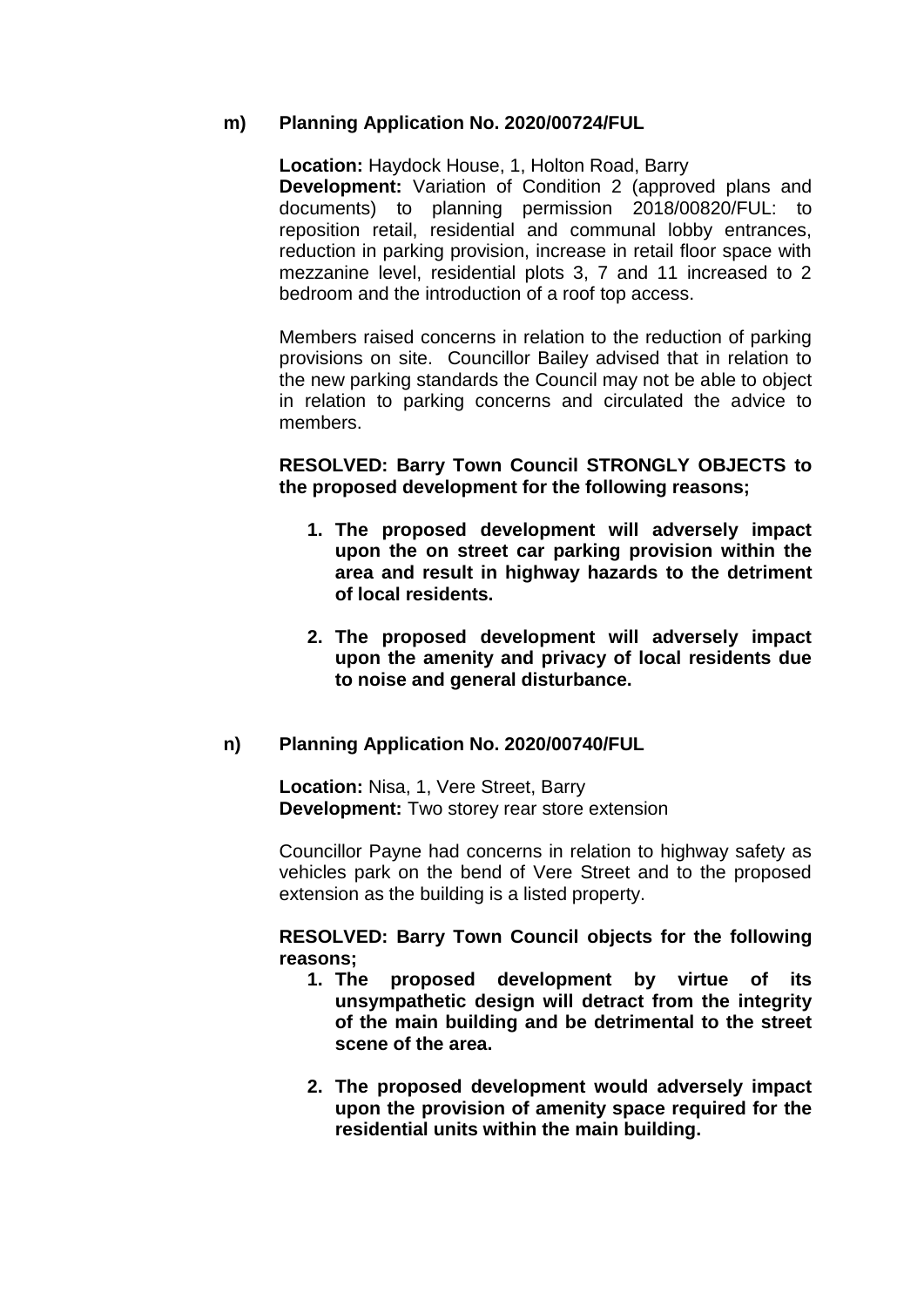**m) Planning Application No. 2020/00724/FUL**

**Location:** Haydock House, 1, Holton Road, Barry
**Development:** Variation of Condition 2 (approved plans and documents) to planning permission 2018/00820/FUL: to reposition retail, residential and communal lobby entrances, reduction in parking provision, increase in retail floor space with mezzanine level, residential plots 3, 7 and 11 increased to 2 bedroom and the introduction of a roof top access.

Members raised concerns in relation to the reduction of parking provisions on site. Councillor Bailey advised that in relation to the new parking standards the Council may not be able to object in relation to parking concerns and circulated the advice to members.

**RESOLVED: Barry Town Council STRONGLY OBJECTS to the proposed development for the following reasons;**

1. **The proposed development will adversely impact upon the on street car parking provision within the area and result in highway hazards to the detriment of local residents.**

2. **The proposed development will adversely impact upon the amenity and privacy of local residents due to noise and general disturbance.**

**n) Planning Application No. 2020/00740/FUL**

**Location:** Nisa, 1, Vere Street, Barry
**Development:** Two storey rear store extension

Councillor Payne had concerns in relation to highway safety as vehicles park on the bend of Vere Street and to the proposed extension as the building is a listed property.

**RESOLVED: Barry Town Council objects for the following reasons;**

1. **The proposed development by virtue of its unsympathetic design will detract from the integrity of the main building and be detrimental to the street scene of the area.**

2. **The proposed development would adversely impact upon the provision of amenity space required for the residential units within the main building.**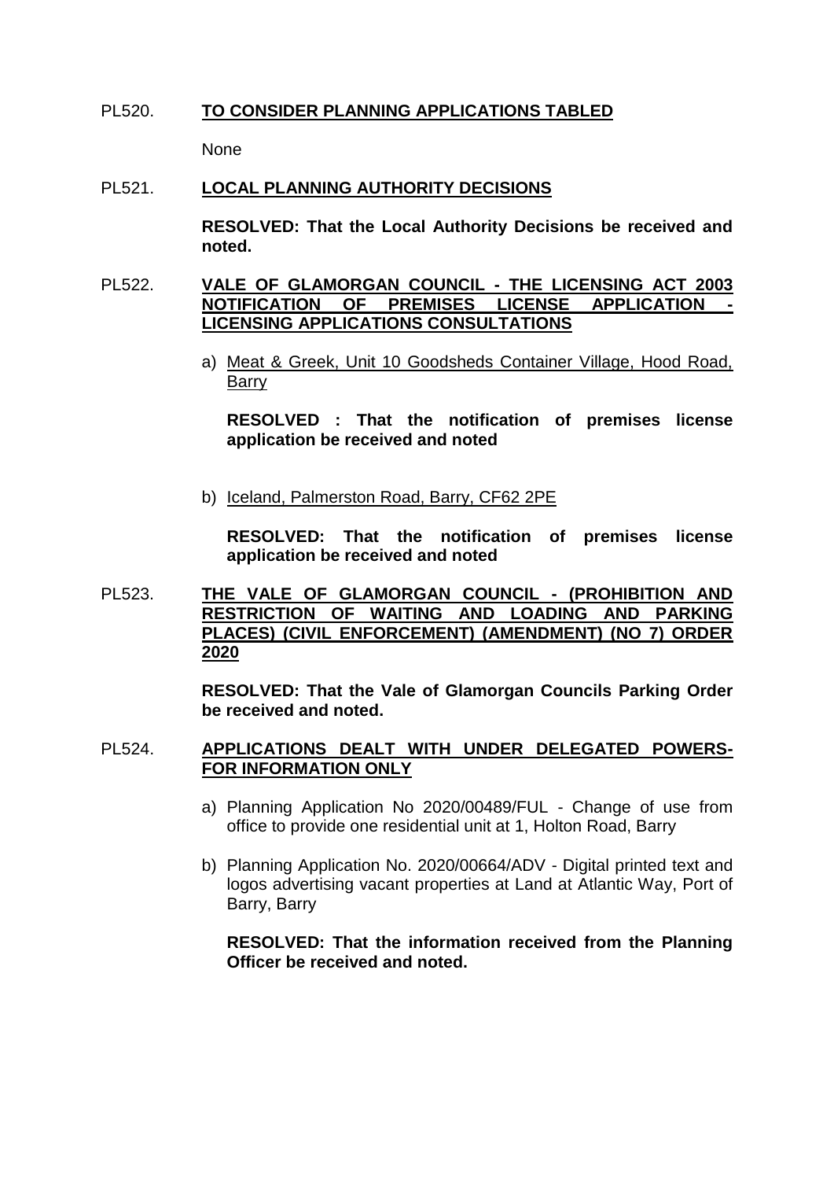PL520. **TO CONSIDER PLANNING APPLICATIONS TABLED**

None

PL521. **LOCAL PLANNING AUTHORITY DECISIONS**

**RESOLVED: That the Local Authority Decisions be received and noted.**

PL522. **VALE OF GLAMORGAN COUNCIL - THE LICENSING ACT 2003 NOTIFICATION OF PREMISES LICENSE APPLICATION - LICENSING APPLICATIONS CONSULTATIONS**

a) Meat & Greek, Unit 10 Goodsheds Container Village, Hood Road, Barry

**RESOLVED : That the notification of premises license application be received and noted**

b) Iceland, Palmerston Road, Barry, CF62 2PE

**RESOLVED: That the notification of premises license application be received and noted**

PL523. **THE VALE OF GLAMORGAN COUNCIL - (PROHIBITION AND RESTRICTION OF WAITING AND LOADING AND PARKING PLACES) (CIVIL ENFORCEMENT) (AMENDMENT) (NO 7) ORDER 2020**

**RESOLVED: That the Vale of Glamorgan Councils Parking Order be received and noted.**

PL524. **APPLICATIONS DEALT WITH UNDER DELEGATED POWERS- FOR INFORMATION ONLY**

a) Planning Application No 2020/00489/FUL - Change of use from office to provide one residential unit at 1, Holton Road, Barry

b) Planning Application No. 2020/00664/ADV - Digital printed text and logos advertising vacant properties at Land at Atlantic Way, Port of Barry, Barry

**RESOLVED: That the information received from the Planning Officer be received and noted.**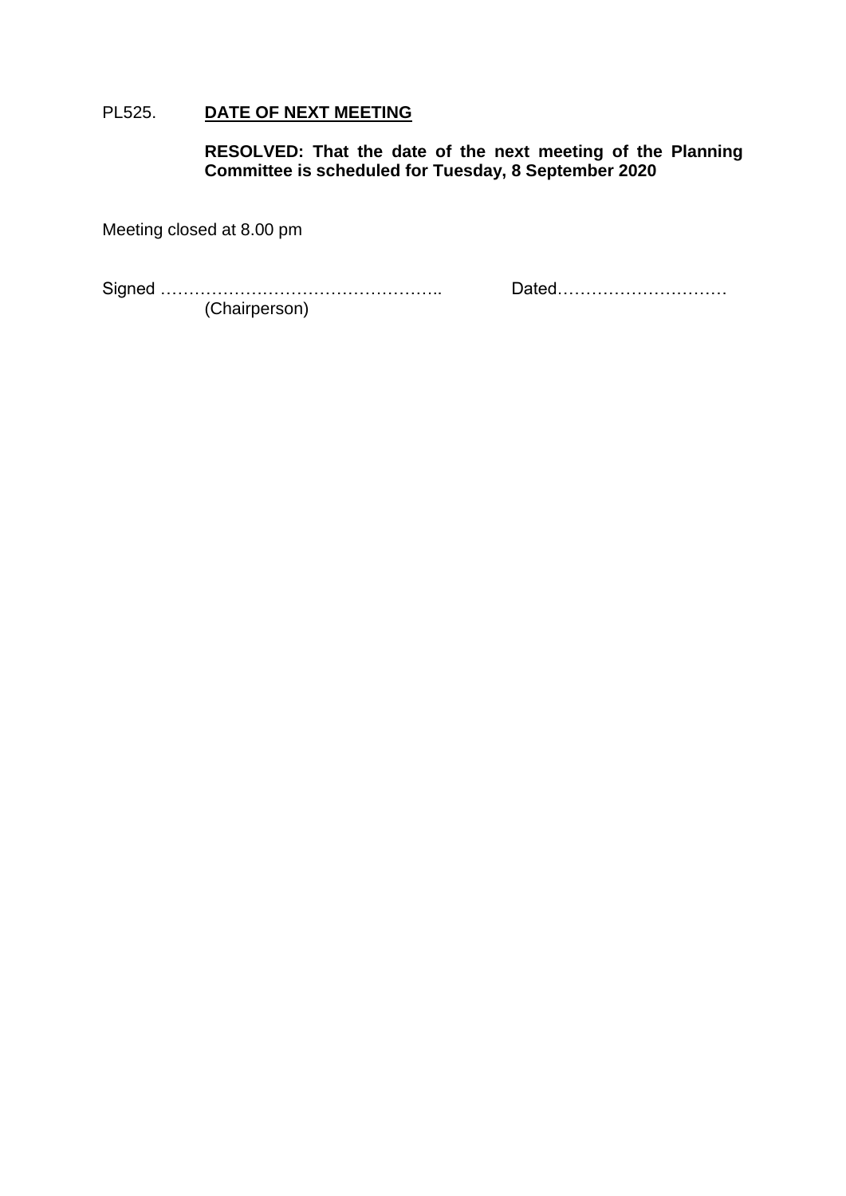PL525. **<u>DATE OF NEXT MEETING</u>**

**RESOLVED: That the date of the next meeting of the Planning Committee is scheduled for Tuesday, 8 September 2020**

Meeting closed at 8.00 pm

Signed ………………………………………….. Dated…………………………
(Chairperson)